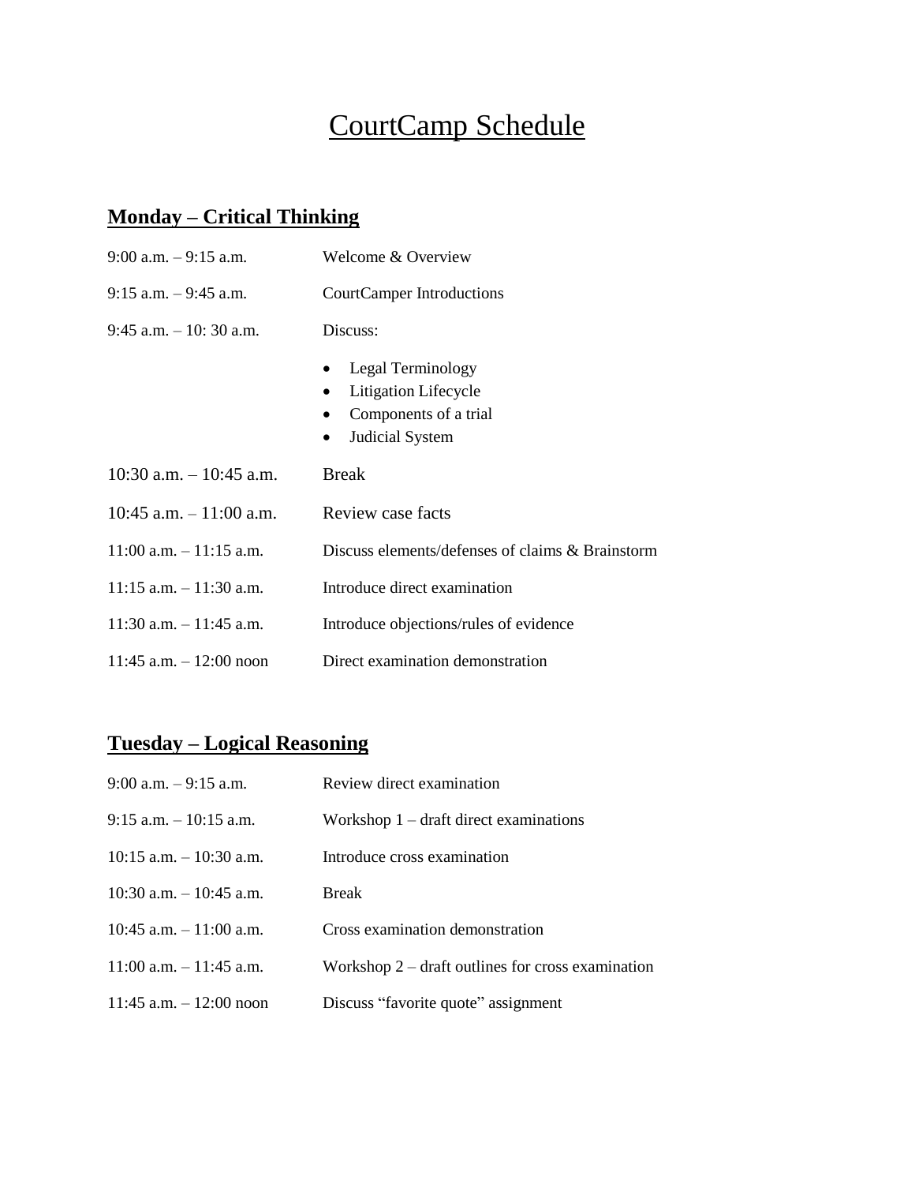# CourtCamp Schedule

## Monday – Critical Thinking

| | |
|---|---|
| 9:00 a.m. – 9:15 a.m. | Welcome & Overview |
| 9:15 a.m. – 9:45 a.m. | CourtCamper Introductions |
| 9:45 a.m. – 10: 30 a.m. | Discuss:<br>• Legal Terminology<br>• Litigation Lifecycle<br>• Components of a trial<br>• Judicial System |
| 10:30 a.m. – 10:45 a.m. | Break |
| 10:45 a.m. – 11:00 a.m. | Review case facts |
| 11:00 a.m. – 11:15 a.m. | Discuss elements/defenses of claims & Brainstorm |
| 11:15 a.m. – 11:30 a.m. | Introduce direct examination |
| 11:30 a.m. – 11:45 a.m. | Introduce objections/rules of evidence |
| 11:45 a.m. – 12:00 noon | Direct examination demonstration |

## Tuesday – Logical Reasoning

| | |
|---|---|
| 9:00 a.m. – 9:15 a.m. | Review direct examination |
| 9:15 a.m. – 10:15 a.m. | Workshop 1 – draft direct examinations |
| 10:15 a.m. – 10:30 a.m. | Introduce cross examination |
| 10:30 a.m. – 10:45 a.m. | Break |
| 10:45 a.m. – 11:00 a.m. | Cross examination demonstration |
| 11:00 a.m. – 11:45 a.m. | Workshop 2 – draft outlines for cross examination |
| 11:45 a.m. – 12:00 noon | Discuss "favorite quote" assignment |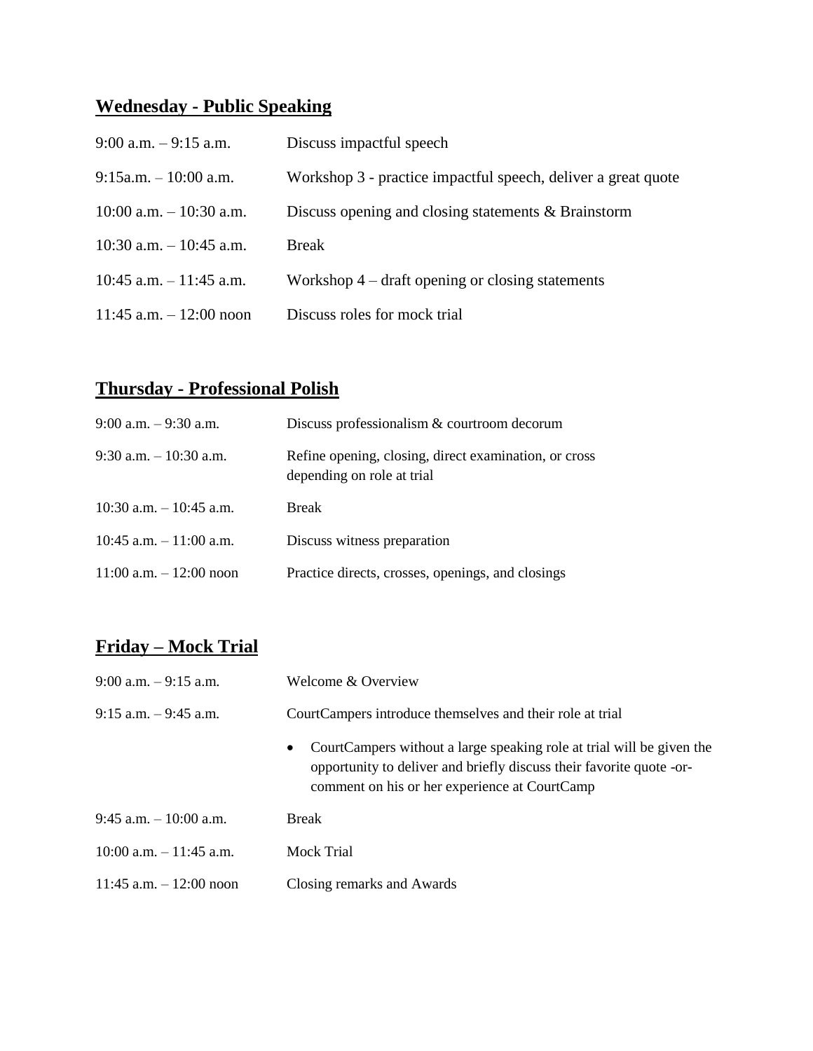## Wednesday - Public Speaking

| | |
|---|---|
| 9:00 a.m. – 9:15 a.m. | Discuss impactful speech |
| 9:15a.m. – 10:00 a.m. | Workshop 3 - practice impactful speech, deliver a great quote |
| 10:00 a.m. – 10:30 a.m. | Discuss opening and closing statements & Brainstorm |
| 10:30 a.m. – 10:45 a.m. | Break |
| 10:45 a.m. – 11:45 a.m. | Workshop 4 – draft opening or closing statements |
| 11:45 a.m. – 12:00 noon | Discuss roles for mock trial |

## Thursday - Professional Polish

| | |
|---|---|
| 9:00 a.m. – 9:30 a.m. | Discuss professionalism & courtroom decorum |
| 9:30 a.m. – 10:30 a.m. | Refine opening, closing, direct examination, or cross depending on role at trial |
| 10:30 a.m. – 10:45 a.m. | Break |
| 10:45 a.m. – 11:00 a.m. | Discuss witness preparation |
| 11:00 a.m. – 12:00 noon | Practice directs, crosses, openings, and closings |

## Friday – Mock Trial

| | |
|---|---|
| 9:00 a.m. – 9:15 a.m. | Welcome & Overview |
| 9:15 a.m. – 9:45 a.m. | CourtCampers introduce themselves and their role at trial |
| | • CourtCampers without a large speaking role at trial will be given the opportunity to deliver and briefly discuss their favorite quote -or- comment on his or her experience at CourtCamp |
| 9:45 a.m. – 10:00 a.m. | Break |
| 10:00 a.m. – 11:45 a.m. | Mock Trial |
| 11:45 a.m. – 12:00 noon | Closing remarks and Awards |